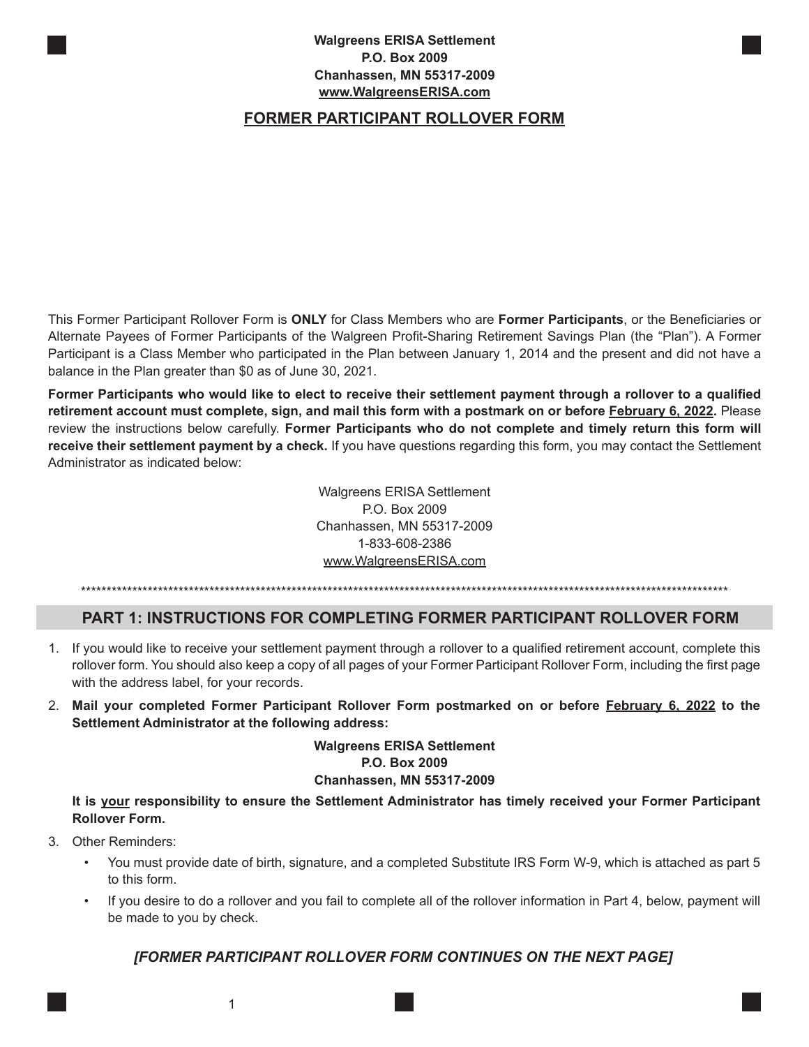**Walgreens ERISA Settlement**
**P.O. Box 2009**
**Chanhassen, MN 55317-2009**
**www.WalgreensERISA.com**

# FORMER PARTICIPANT ROLLOVER FORM

This Former Participant Rollover Form is **ONLY** for Class Members who are **Former Participants**, or the Beneficiaries or Alternate Payees of Former Participants of the Walgreen Profit-Sharing Retirement Savings Plan (the "Plan"). A Former Participant is a Class Member who participated in the Plan between January 1, 2014 and the present and did not have a balance in the Plan greater than $0 as of June 30, 2021.

**Former Participants who would like to elect to receive their settlement payment through a rollover to a qualified retirement account must complete, sign, and mail this form with a postmark on or before February 6, 2022.** Please review the instructions below carefully. **Former Participants who do not complete and timely return this form will receive their settlement payment by a check.** If you have questions regarding this form, you may contact the Settlement Administrator as indicated below:

Walgreens ERISA Settlement
P.O. Box 2009
Chanhassen, MN 55317-2009
1-833-608-2386
www.WalgreensERISA.com

************************************************************************************************************************

## PART 1: INSTRUCTIONS FOR COMPLETING FORMER PARTICIPANT ROLLOVER FORM

1. If you would like to receive your settlement payment through a rollover to a qualified retirement account, complete this rollover form. You should also keep a copy of all pages of your Former Participant Rollover Form, including the first page with the address label, for your records.
2. **Mail your completed Former Participant Rollover Form postmarked on or before February 6, 2022 to the Settlement Administrator at the following address:**

   **Walgreens ERISA Settlement**
   **P.O. Box 2009**
   **Chanhassen, MN 55317-2009**

   **It is your responsibility to ensure the Settlement Administrator has timely received your Former Participant Rollover Form.**
3. Other Reminders:
   - You must provide date of birth, signature, and a completed Substitute IRS Form W-9, which is attached as part 5 to this form.
   - If you desire to do a rollover and you fail to complete all of the rollover information in Part 4, below, payment will be made to you by check.

***[FORMER PARTICIPANT ROLLOVER FORM CONTINUES ON THE NEXT PAGE]***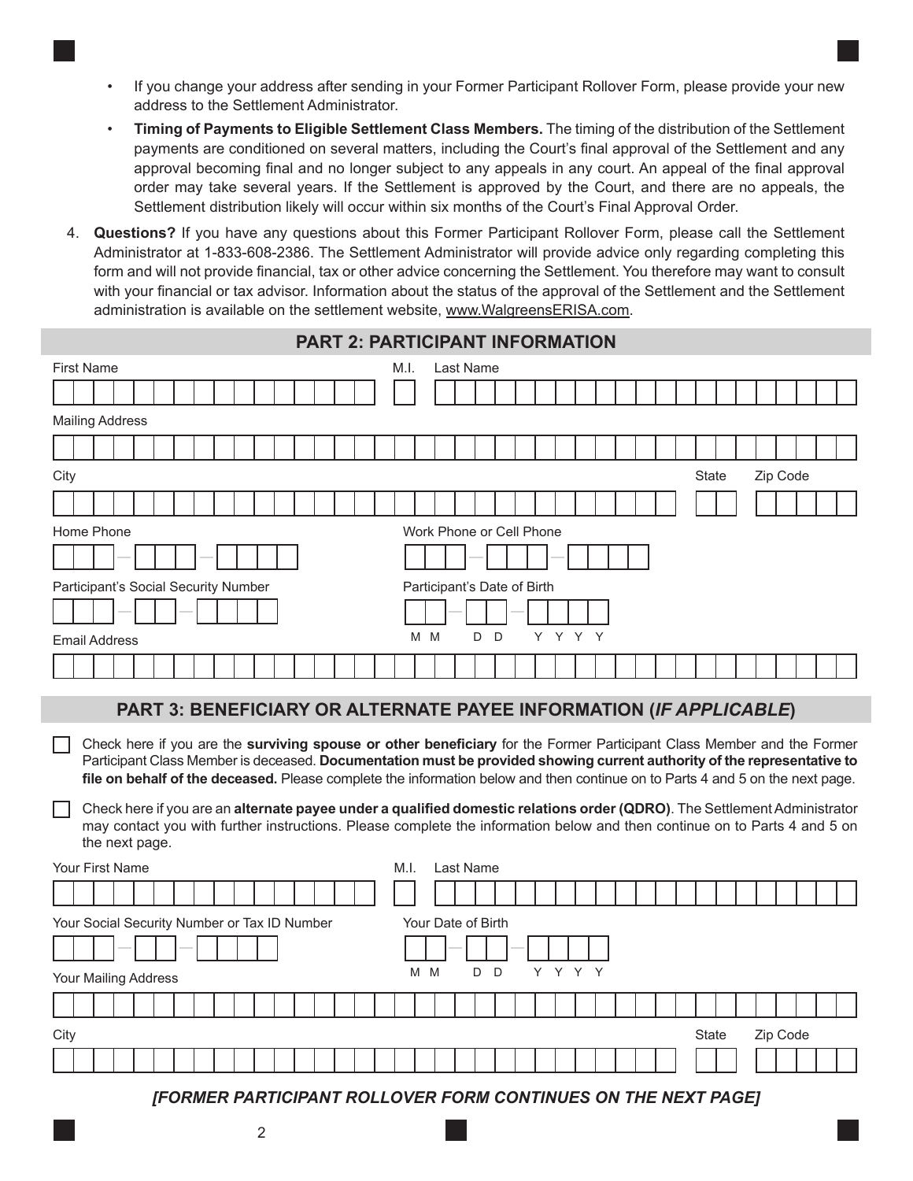- If you change your address after sending in your Former Participant Rollover Form, please provide your new address to the Settlement Administrator.
- **Timing of Payments to Eligible Settlement Class Members.** The timing of the distribution of the Settlement payments are conditioned on several matters, including the Court's final approval of the Settlement and any approval becoming final and no longer subject to any appeals in any court. An appeal of the final approval order may take several years. If the Settlement is approved by the Court, and there are no appeals, the Settlement distribution likely will occur within six months of the Court's Final Approval Order.

4. **Questions?** If you have any questions about this Former Participant Rollover Form, please call the Settlement Administrator at 1-833-608-2386. The Settlement Administrator will provide advice only regarding completing this form and will not provide financial, tax or other advice concerning the Settlement. You therefore may want to consult with your financial or tax advisor. Information about the status of the approval of the Settlement and the Settlement administration is available on the settlement website, www.WalgreensERISA.com.

## PART 2: PARTICIPANT INFORMATION

First Name ____________________ M.I. ___ Last Name ____________________

Mailing Address ________________________________________

City ____________________ State ___ Zip Code _____

Home Phone ___-___-____

Work Phone or Cell Phone ___-___-____

Participant's Social Security Number ___-__-____

Participant's Date of Birth __-__-____ (M M D D Y Y Y Y)

Email Address ________________________________________

## PART 3: BENEFICIARY OR ALTERNATE PAYEE INFORMATION (*IF APPLICABLE*)

☐ Check here if you are the **surviving spouse or other beneficiary** for the Former Participant Class Member and the Former Participant Class Member is deceased. **Documentation must be provided showing current authority of the representative to file on behalf of the deceased.** Please complete the information below and then continue on to Parts 4 and 5 on the next page.

☐ Check here if you are an **alternate payee under a qualified domestic relations order (QDRO)**. The Settlement Administrator may contact you with further instructions. Please complete the information below and then continue on to Parts 4 and 5 on the next page.

Your First Name ____________________ M.I. ___ Last Name ____________________

Your Social Security Number or Tax ID Number ___-__-____

Your Date of Birth __-__-____ (M M D D Y Y Y Y)

Your Mailing Address ________________________________________

City ____________________ State ___ Zip Code _____

***[FORMER PARTICIPANT ROLLOVER FORM CONTINUES ON THE NEXT PAGE]***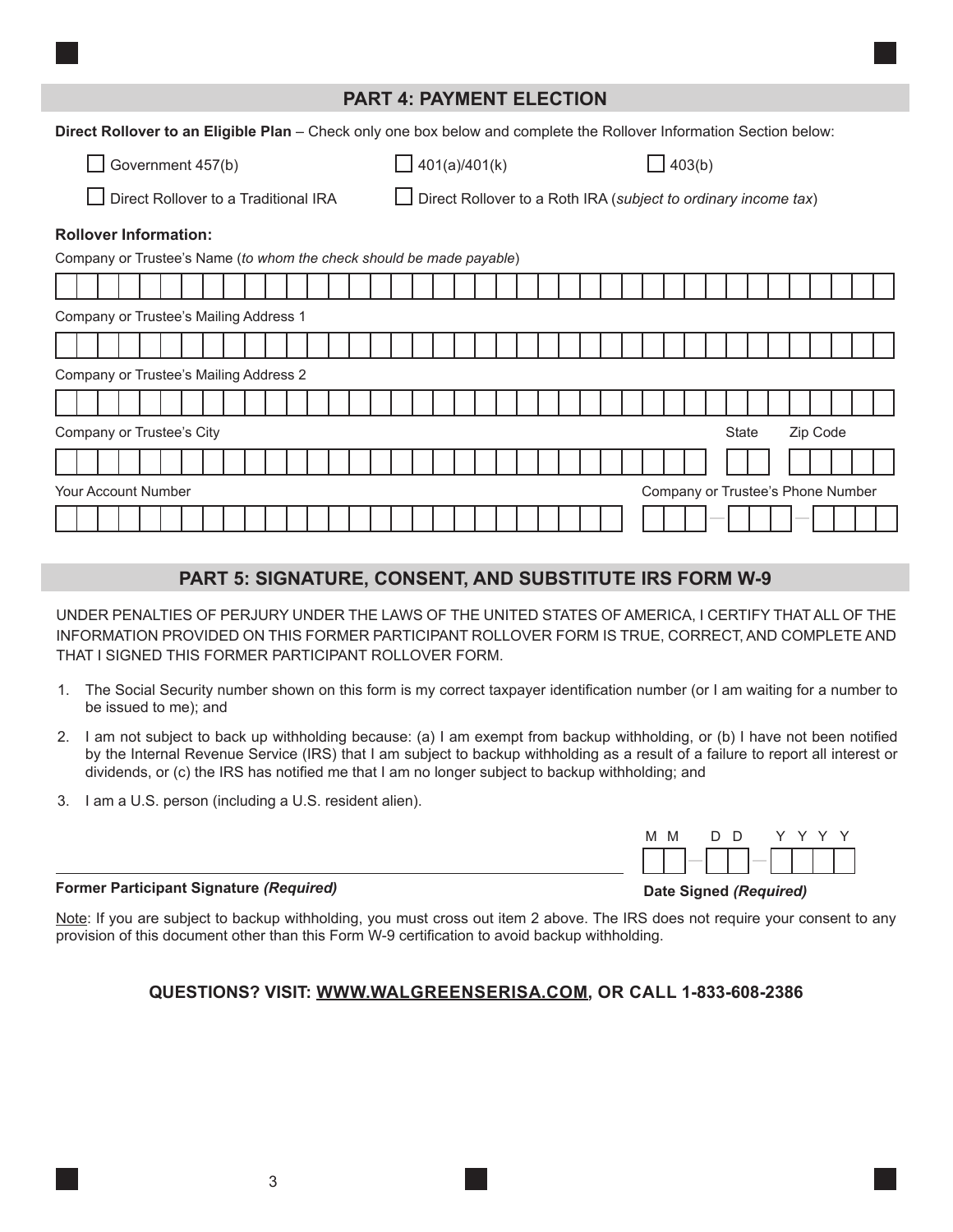## PART 4: PAYMENT ELECTION

**Direct Rollover to an Eligible Plan** – Check only one box below and complete the Rollover Information Section below:

☐ Government 457(b) ☐ 401(a)/401(k) ☐ 403(b)

☐ Direct Rollover to a Traditional IRA ☐ Direct Rollover to a Roth IRA (*subject to ordinary income tax*)

**Rollover Information:**

Company or Trustee's Name (*to whom the check should be made payable*)

Company or Trustee's Mailing Address 1

Company or Trustee's Mailing Address 2

Company or Trustee's City State Zip Code

Your Account Number Company or Trustee's Phone Number

## PART 5: SIGNATURE, CONSENT, AND SUBSTITUTE IRS FORM W-9

UNDER PENALTIES OF PERJURY UNDER THE LAWS OF THE UNITED STATES OF AMERICA, I CERTIFY THAT ALL OF THE INFORMATION PROVIDED ON THIS FORMER PARTICIPANT ROLLOVER FORM IS TRUE, CORRECT, AND COMPLETE AND THAT I SIGNED THIS FORMER PARTICIPANT ROLLOVER FORM.

1. The Social Security number shown on this form is my correct taxpayer identification number (or I am waiting for a number to be issued to me); and
2. I am not subject to back up withholding because: (a) I am exempt from backup withholding, or (b) I have not been notified by the Internal Revenue Service (IRS) that I am subject to backup withholding as a result of a failure to report all interest or dividends, or (c) the IRS has notified me that I am no longer subject to backup withholding; and
3. I am a U.S. person (including a U.S. resident alien).

**Former Participant Signature** ***(Required)***

M M D D Y Y Y Y

**Date Signed** ***(Required)***

Note: If you are subject to backup withholding, you must cross out item 2 above. The IRS does not require your consent to any provision of this document other than this Form W-9 certification to avoid backup withholding.

**QUESTIONS? VISIT: WWW.WALGREENSERISA.COM, OR CALL 1-833-608-2386**